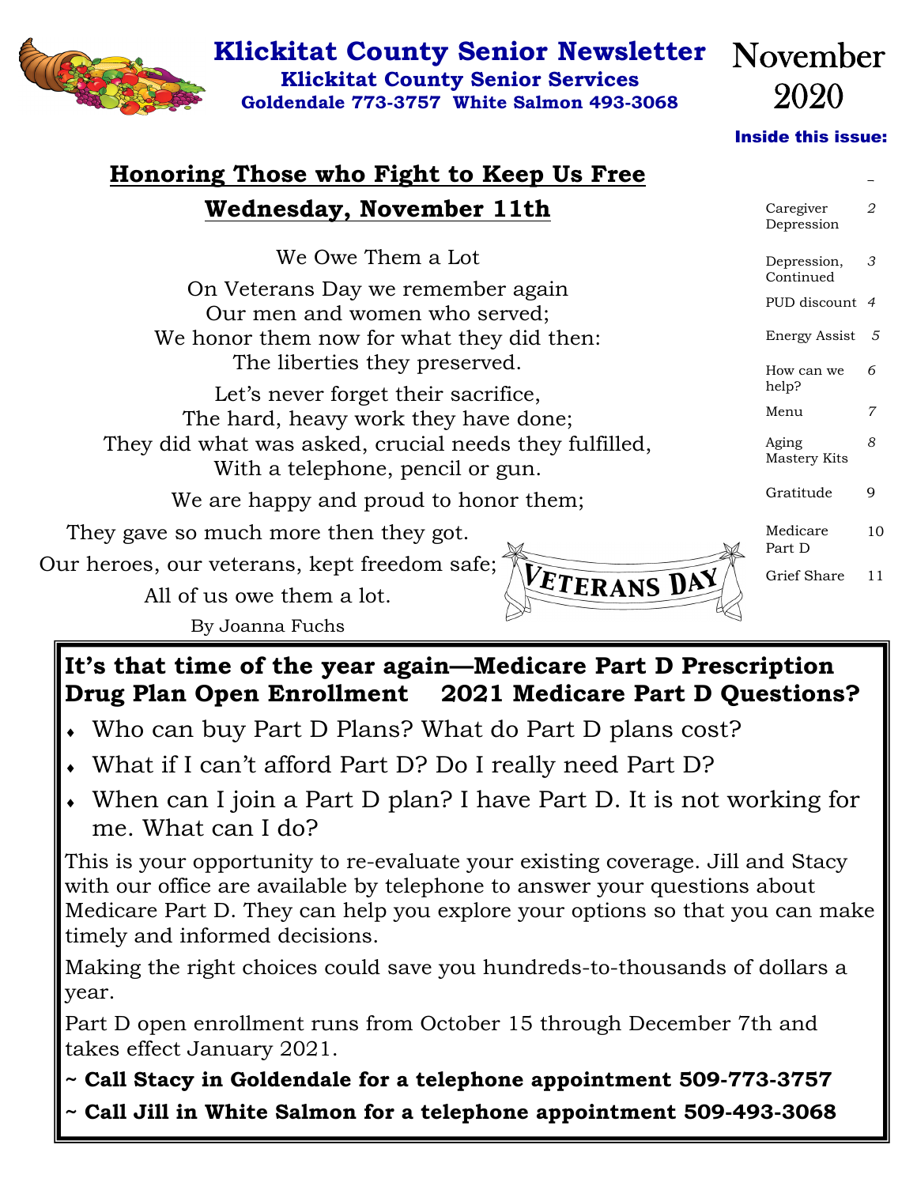# Klickitat County Senior Newsletter

**Klickitat County Senior Services**

**Goldendale 773-3757 White Salmon 493-3068**

November 2020

**Inside this issue:**

| | |
|---|---|
| Caregiver Depression | 2 |
| Depression, Continued | 3 |
| PUD discount | 4 |
| Energy Assist | 5 |
| How can we help? | 6 |
| Menu | 7 |
| Aging Mastery Kits | 8 |
| Gratitude | 9 |
| Medicare Part D | 10 |
| Grief Share | 11 |

## Honoring Those who Fight to Keep Us Free

## Wednesday, November 11th

We Owe Them a Lot

On Veterans Day we remember again
Our men and women who served;
We honor them now for what they did then:
The liberties they preserved.

Let's never forget their sacrifice,
The hard, heavy work they have done;
They did what was asked, crucial needs they fulfilled,
With a telephone, pencil or gun.

We are happy and proud to honor them;
They gave so much more then they got.
Our heroes, our veterans, kept freedom safe;
All of us owe them a lot.

By Joanna Fuchs

VETERANS DAY

## It's that time of the year again—Medicare Part D Prescription Drug Plan Open Enrollment 2021 Medicare Part D Questions?

- Who can buy Part D Plans? What do Part D plans cost?
- What if I can't afford Part D? Do I really need Part D?
- When can I join a Part D plan? I have Part D. It is not working for me. What can I do?

This is your opportunity to re-evaluate your existing coverage. Jill and Stacy with our office are available by telephone to answer your questions about Medicare Part D. They can help you explore your options so that you can make timely and informed decisions.

Making the right choices could save you hundreds-to-thousands of dollars a year.

Part D open enrollment runs from October 15 through December 7th and takes effect January 2021.

**~ Call Stacy in Goldendale for a telephone appointment 509-773-3757**

**~ Call Jill in White Salmon for a telephone appointment 509-493-3068**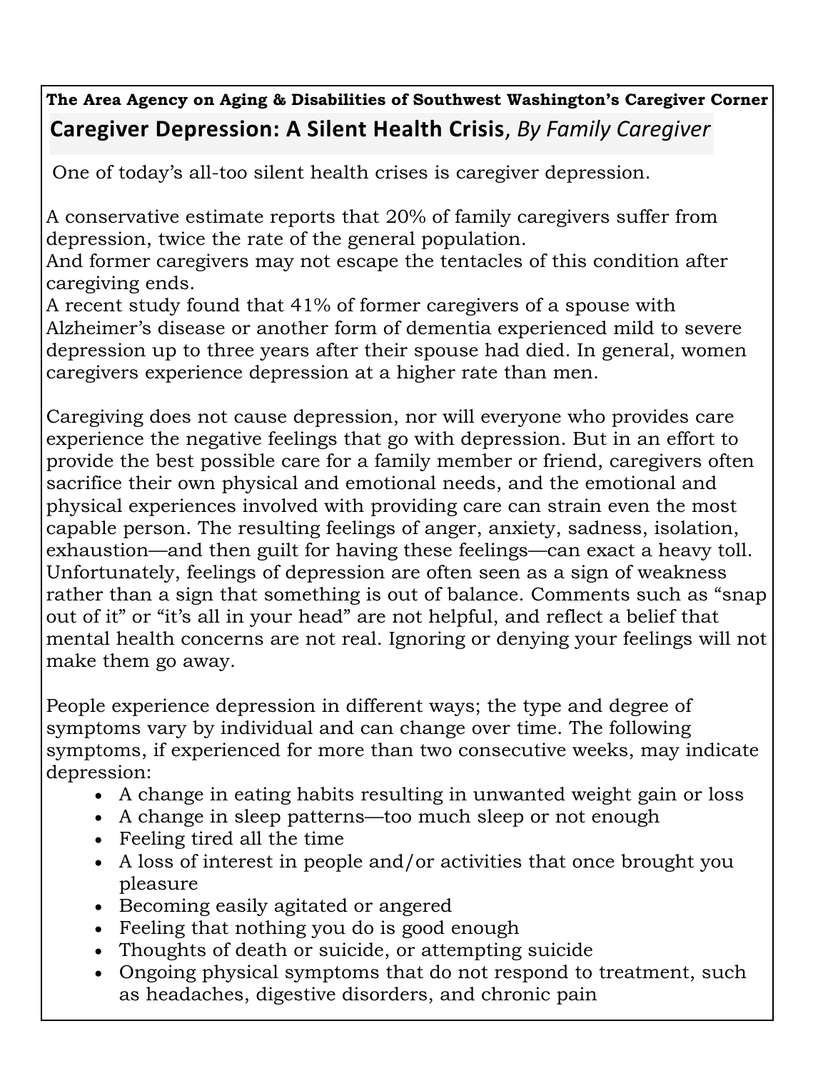**The Area Agency on Aging & Disabilities of Southwest Washington's Caregiver Corner**

## Caregiver Depression: A Silent Health Crisis, *By Family Caregiver*

One of today's all-too silent health crises is caregiver depression.

A conservative estimate reports that 20% of family caregivers suffer from depression, twice the rate of the general population.
And former caregivers may not escape the tentacles of this condition after caregiving ends.
A recent study found that 41% of former caregivers of a spouse with Alzheimer's disease or another form of dementia experienced mild to severe depression up to three years after their spouse had died. In general, women caregivers experience depression at a higher rate than men.

Caregiving does not cause depression, nor will everyone who provides care experience the negative feelings that go with depression. But in an effort to provide the best possible care for a family member or friend, caregivers often sacrifice their own physical and emotional needs, and the emotional and physical experiences involved with providing care can strain even the most capable person. The resulting feelings of anger, anxiety, sadness, isolation, exhaustion—and then guilt for having these feelings—can exact a heavy toll. Unfortunately, feelings of depression are often seen as a sign of weakness rather than a sign that something is out of balance. Comments such as "snap out of it" or "it's all in your head" are not helpful, and reflect a belief that mental health concerns are not real. Ignoring or denying your feelings will not make them go away.

People experience depression in different ways; the type and degree of symptoms vary by individual and can change over time. The following symptoms, if experienced for more than two consecutive weeks, may indicate depression:

- A change in eating habits resulting in unwanted weight gain or loss
- A change in sleep patterns—too much sleep or not enough
- Feeling tired all the time
- A loss of interest in people and/or activities that once brought you pleasure
- Becoming easily agitated or angered
- Feeling that nothing you do is good enough
- Thoughts of death or suicide, or attempting suicide
- Ongoing physical symptoms that do not respond to treatment, such as headaches, digestive disorders, and chronic pain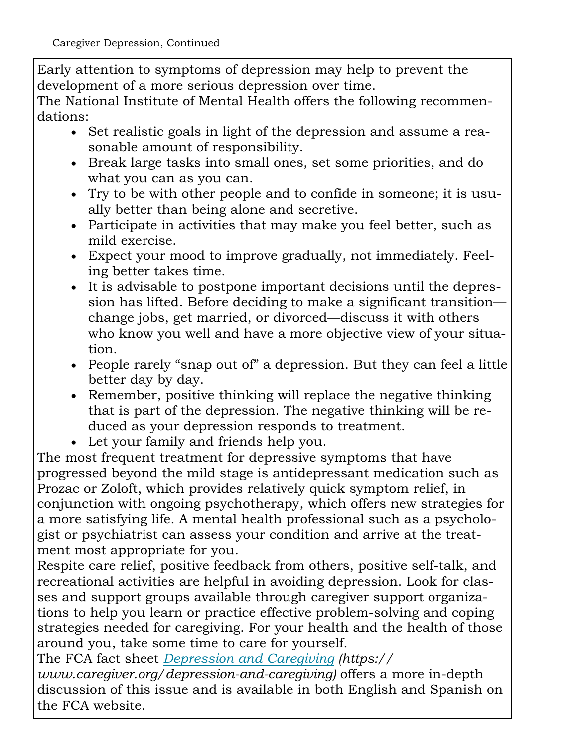Early attention to symptoms of depression may help to prevent the development of a more serious depression over time.

The National Institute of Mental Health offers the following recommendations:

- Set realistic goals in light of the depression and assume a reasonable amount of responsibility.
- Break large tasks into small ones, set some priorities, and do what you can as you can.
- Try to be with other people and to confide in someone; it is usually better than being alone and secretive.
- Participate in activities that may make you feel better, such as mild exercise.
- Expect your mood to improve gradually, not immediately. Feeling better takes time.
- It is advisable to postpone important decisions until the depression has lifted. Before deciding to make a significant transition—change jobs, get married, or divorced—discuss it with others who know you well and have a more objective view of your situation.
- People rarely "snap out of" a depression. But they can feel a little better day by day.
- Remember, positive thinking will replace the negative thinking that is part of the depression. The negative thinking will be reduced as your depression responds to treatment.
- Let your family and friends help you.

The most frequent treatment for depressive symptoms that have progressed beyond the mild stage is antidepressant medication such as Prozac or Zoloft, which provides relatively quick symptom relief, in conjunction with ongoing psychotherapy, which offers new strategies for a more satisfying life. A mental health professional such as a psychologist or psychiatrist can assess your condition and arrive at the treatment most appropriate for you.

Respite care relief, positive feedback from others, positive self-talk, and recreational activities are helpful in avoiding depression. Look for classes and support groups available through caregiver support organizations to help you learn or practice effective problem-solving and coping strategies needed for caregiving. For your health and the health of those around you, take some time to care for yourself.

The FCA fact sheet *[Depression and Caregiving](https://www.caregiver.org/depression-and-caregiving) (https://www.caregiver.org/depression-and-caregiving)* offers a more in-depth discussion of this issue and is available in both English and Spanish on the FCA website.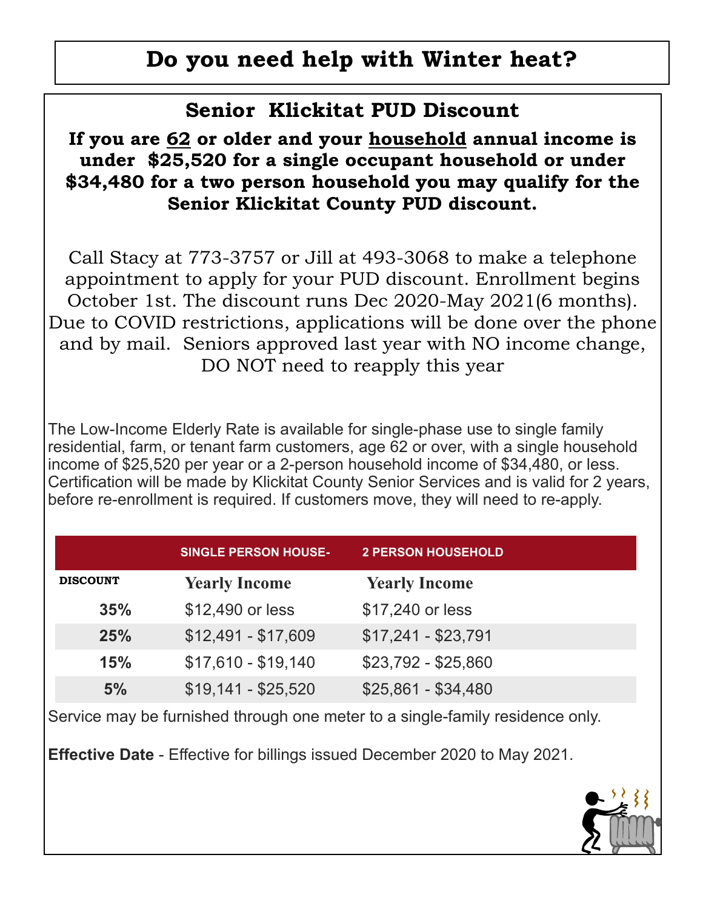# Do you need help with Winter heat?

## Senior Klickitat PUD Discount

**If you are 62 or older and your household annual income is under $25,520 for a single occupant household or under $34,480 for a two person household you may qualify for the Senior Klickitat County PUD discount.**

Call Stacy at 773-3757 or Jill at 493-3068 to make a telephone appointment to apply for your PUD discount. Enrollment begins October 1st. The discount runs Dec 2020-May 2021(6 months). Due to COVID restrictions, applications will be done over the phone and by mail. Seniors approved last year with NO income change, DO NOT need to reapply this year

The Low-Income Elderly Rate is available for single-phase use to single family residential, farm, or tenant farm customers, age 62 or over, with a single household income of $25,520 per year or a 2-person household income of $34,480, or less. Certification will be made by Klickitat County Senior Services and is valid for 2 years, before re-enrollment is required. If customers move, they will need to re-apply.

| | SINGLE PERSON HOUSE- | 2 PERSON HOUSEHOLD |
|---|---|---|
| **DISCOUNT** | **Yearly Income** | **Yearly Income** |
| **35%** | $12,490 or less | $17,240 or less |
| **25%** | $12,491 - $17,609 | $17,241 - $23,791 |
| **15%** | $17,610 - $19,140 | $23,792 - $25,860 |
| **5%** | $19,141 - $25,520 | $25,861 - $34,480 |

Service may be furnished through one meter to a single-family residence only.

**Effective Date** - Effective for billings issued December 2020 to May 2021.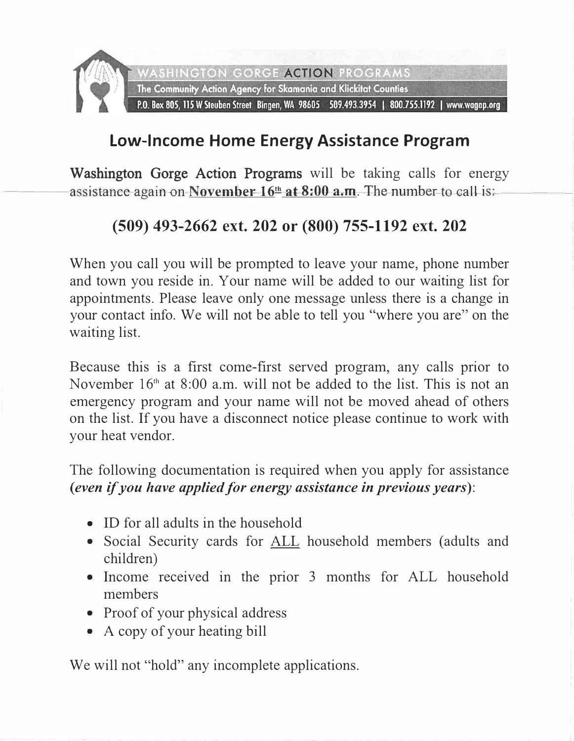WASHINGTON GORGE ACTION PROGRAMS
The Community Action Agency for Skamania and Klickitat Counties
P.O. Box 805, 115 W Steuben Street Bingen, WA 98605 509.493.3954 | 800.755.1192 | www.wagap.org

# Low-Income Home Energy Assistance Program

**Washington Gorge Action Programs** will be taking calls for energy assistance again on **November 16th at 8:00 a.m**. The number to call is:

## (509) 493-2662 ext. 202 or (800) 755-1192 ext. 202

When you call you will be prompted to leave your name, phone number and town you reside in. Your name will be added to our waiting list for appointments. Please leave only one message unless there is a change in your contact info. We will not be able to tell you "where you are" on the waiting list.

Because this is a first come-first served program, any calls prior to November 16th at 8:00 a.m. will not be added to the list. This is not an emergency program and your name will not be moved ahead of others on the list. If you have a disconnect notice please continue to work with your heat vendor.

The following documentation is required when you apply for assistance (***even if you have applied for energy assistance in previous years***):

- ID for all adults in the household
- Social Security cards for ALL household members (adults and children)
- Income received in the prior 3 months for ALL household members
- Proof of your physical address
- A copy of your heating bill

We will not "hold" any incomplete applications.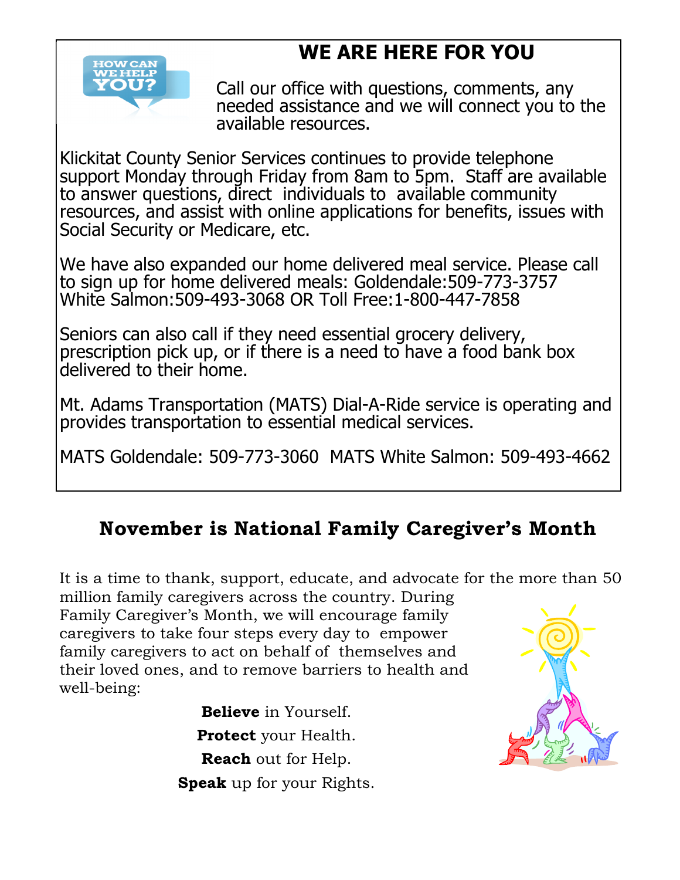## WE ARE HERE FOR YOU

Call our office with questions, comments, any needed assistance and we will connect you to the available resources.

Klickitat County Senior Services continues to provide telephone support Monday through Friday from 8am to 5pm. Staff are available to answer questions, direct individuals to available community resources, and assist with online applications for benefits, issues with Social Security or Medicare, etc.

We have also expanded our home delivered meal service. Please call to sign up for home delivered meals: Goldendale:509-773-3757 White Salmon:509-493-3068 OR Toll Free:1-800-447-7858

Seniors can also call if they need essential grocery delivery, prescription pick up, or if there is a need to have a food bank box delivered to their home.

Mt. Adams Transportation (MATS) Dial-A-Ride service is operating and provides transportation to essential medical services.

MATS Goldendale: 509-773-3060 MATS White Salmon: 509-493-4662

## November is National Family Caregiver's Month

It is a time to thank, support, educate, and advocate for the more than 50 million family caregivers across the country. During Family Caregiver's Month, we will encourage family caregivers to take four steps every day to empower family caregivers to act on behalf of themselves and their loved ones, and to remove barriers to health and well-being:

**Believe** in Yourself.

**Protect** your Health.

**Reach** out for Help.

**Speak** up for your Rights.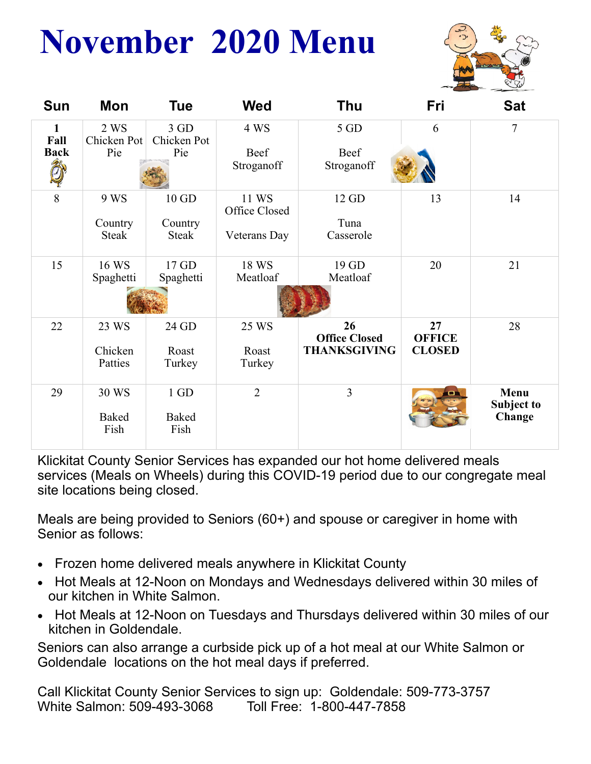# November 2020 Menu

| Sun | Mon | Tue | Wed | Thu | Fri | Sat |
|---|---|---|---|---|---|---|
| **1 Fall Back** | 2 WS Chicken Pot Pie | 3 GD Chicken Pot Pie | 4 WS Beef Stroganoff | 5 GD Beef Stroganoff | 6 | 7 |
| 8 | 9 WS Country Steak | 10 GD Country Steak | 11 WS Office Closed Veterans Day | 12 GD Tuna Casserole | 13 | 14 |
| 15 | 16 WS Spaghetti | 17 GD Spaghetti | 18 WS Meatloaf | 19 GD Meatloaf | 20 | 21 |
| 22 | 23 WS Chicken Patties | 24 GD Roast Turkey | 25 WS Roast Turkey | **26 Office Closed THANKSGIVING** | **27 OFFICE CLOSED** | 28 |
| 29 | 30 WS Baked Fish | 1 GD Baked Fish | 2 | 3 | | **Menu Subject to Change** |

Klickitat County Senior Services has expanded our hot home delivered meals services (Meals on Wheels) during this COVID-19 period due to our congregate meal site locations being closed.

Meals are being provided to Seniors (60+) and spouse or caregiver in home with Senior as follows:

- Frozen home delivered meals anywhere in Klickitat County
- Hot Meals at 12-Noon on Mondays and Wednesdays delivered within 30 miles of our kitchen in White Salmon.
- Hot Meals at 12-Noon on Tuesdays and Thursdays delivered within 30 miles of our kitchen in Goldendale.

Seniors can also arrange a curbside pick up of a hot meal at our White Salmon or Goldendale locations on the hot meal days if preferred.

Call Klickitat County Senior Services to sign up: Goldendale: 509-773-3757
White Salmon: 509-493-3068 Toll Free: 1-800-447-7858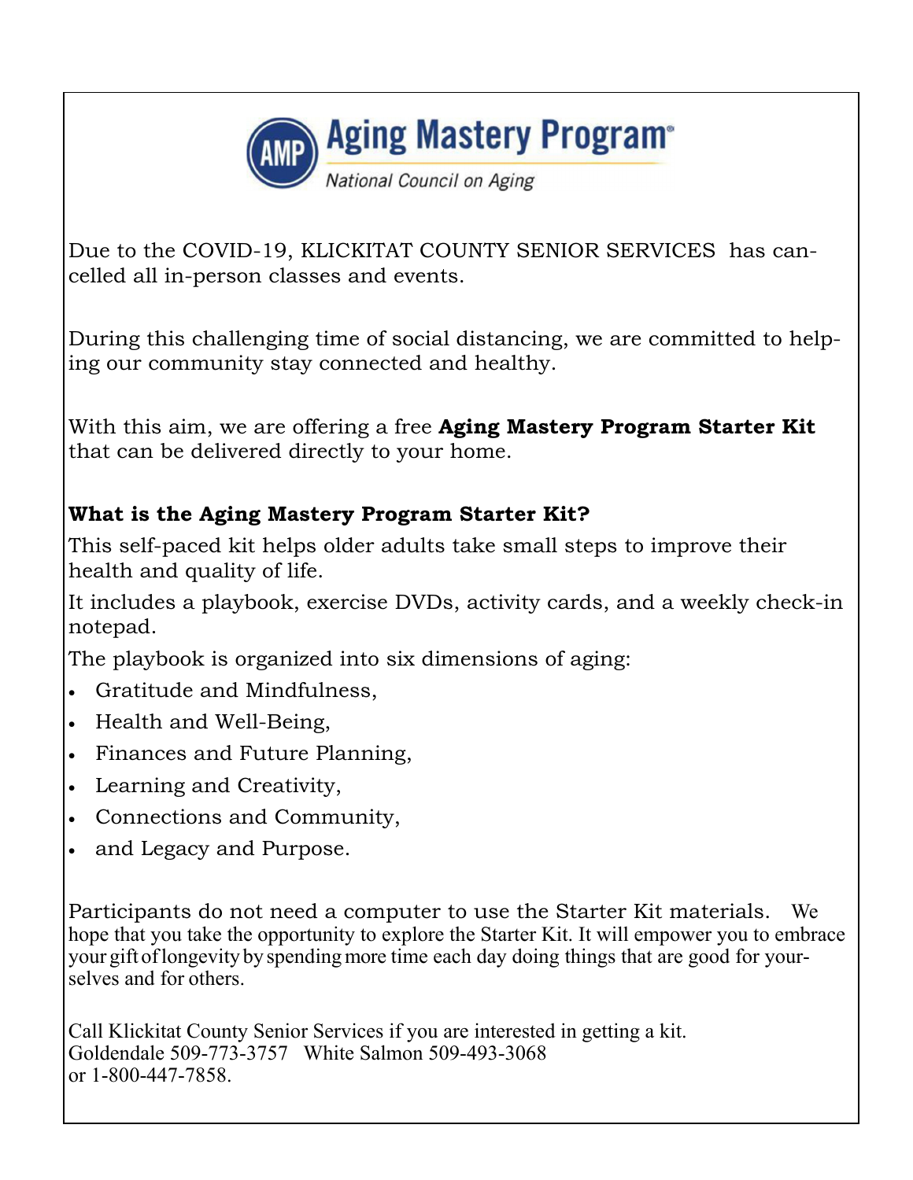# Aging Mastery Program®

*National Council on Aging*

Due to the COVID-19, KLICKITAT COUNTY SENIOR SERVICES has cancelled all in-person classes and events.

During this challenging time of social distancing, we are committed to helping our community stay connected and healthy.

With this aim, we are offering a free **Aging Mastery Program Starter Kit** that can be delivered directly to your home.

**What is the Aging Mastery Program Starter Kit?**

This self-paced kit helps older adults take small steps to improve their health and quality of life.

It includes a playbook, exercise DVDs, activity cards, and a weekly check-in notepad.

The playbook is organized into six dimensions of aging:

- Gratitude and Mindfulness,
- Health and Well-Being,
- Finances and Future Planning,
- Learning and Creativity,
- Connections and Community,
- and Legacy and Purpose.

Participants do not need a computer to use the Starter Kit materials. We hope that you take the opportunity to explore the Starter Kit. It will empower you to embrace your gift of longevity by spending more time each day doing things that are good for yourselves and for others.

Call Klickitat County Senior Services if you are interested in getting a kit.
Goldendale 509-773-3757 White Salmon 509-493-3068
or 1-800-447-7858.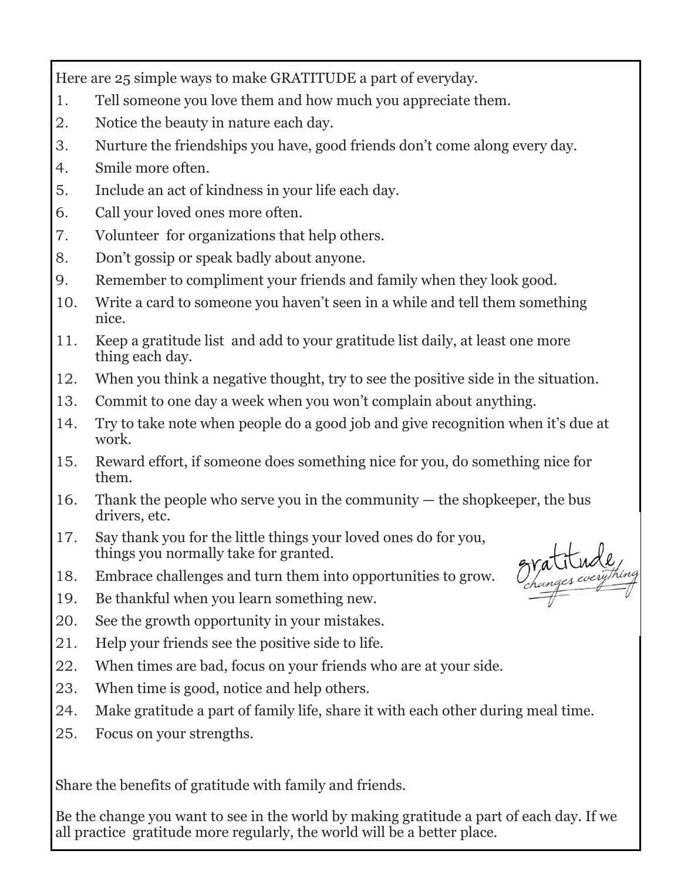Here are 25 simple ways to make GRATITUDE a part of everyday.

1. Tell someone you love them and how much you appreciate them.
2. Notice the beauty in nature each day.
3. Nurture the friendships you have, good friends don't come along every day.
4. Smile more often.
5. Include an act of kindness in your life each day.
6. Call your loved ones more often.
7. Volunteer for organizations that help others.
8. Don't gossip or speak badly about anyone.
9. Remember to compliment your friends and family when they look good.
10. Write a card to someone you haven't seen in a while and tell them something nice.
11. Keep a gratitude list and add to your gratitude list daily, at least one more thing each day.
12. When you think a negative thought, try to see the positive side in the situation.
13. Commit to one day a week when you won't complain about anything.
14. Try to take note when people do a good job and give recognition when it's due at work.
15. Reward effort, if someone does something nice for you, do something nice for them.
16. Thank the people who serve you in the community — the shopkeeper, the bus drivers, etc.
17. Say thank you for the little things your loved ones do for you, things you normally take for granted.
18. Embrace challenges and turn them into opportunities to grow.
19. Be thankful when you learn something new.
20. See the growth opportunity in your mistakes.
21. Help your friends see the positive side to life.
22. When times are bad, focus on your friends who are at your side.
23. When time is good, notice and help others.
24. Make gratitude a part of family life, share it with each other during meal time.
25. Focus on your strengths.

gratitude changes everything

Share the benefits of gratitude with family and friends.

Be the change you want to see in the world by making gratitude a part of each day. If we all practice gratitude more regularly, the world will be a better place.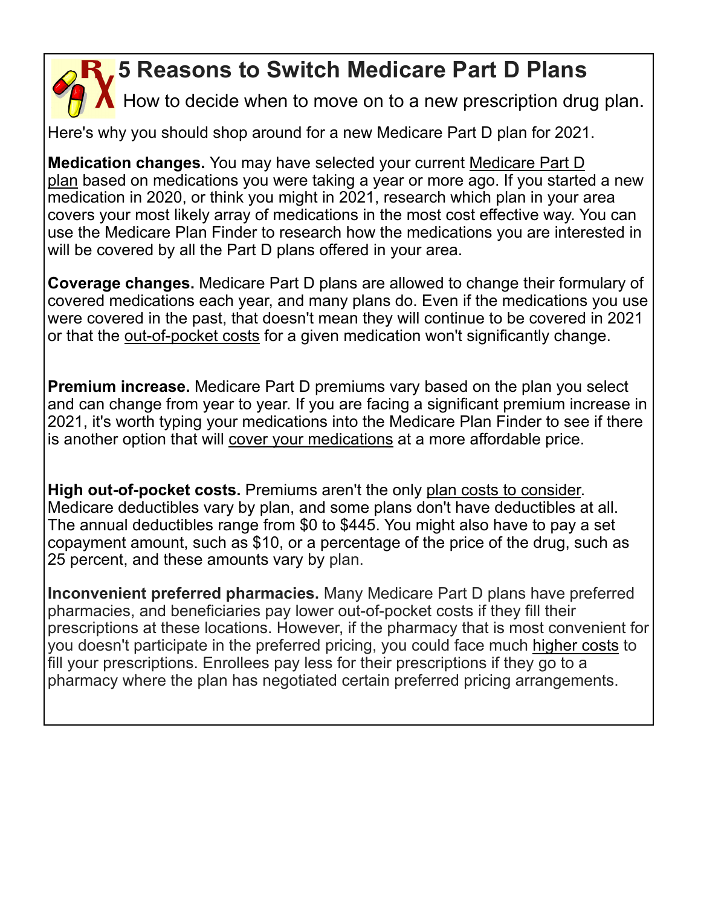# 5 Reasons to Switch Medicare Part D Plans

How to decide when to move on to a new prescription drug plan.

Here's why you should shop around for a new Medicare Part D plan for 2021.

**Medication changes.** You may have selected your current Medicare Part D plan based on medications you were taking a year or more ago. If you started a new medication in 2020, or think you might in 2021, research which plan in your area covers your most likely array of medications in the most cost effective way. You can use the Medicare Plan Finder to research how the medications you are interested in will be covered by all the Part D plans offered in your area.

**Coverage changes.** Medicare Part D plans are allowed to change their formulary of covered medications each year, and many plans do. Even if the medications you use were covered in the past, that doesn't mean they will continue to be covered in 2021 or that the out-of-pocket costs for a given medication won't significantly change.

**Premium increase.** Medicare Part D premiums vary based on the plan you select and can change from year to year. If you are facing a significant premium increase in 2021, it's worth typing your medications into the Medicare Plan Finder to see if there is another option that will cover your medications at a more affordable price.

**High out-of-pocket costs.** Premiums aren't the only plan costs to consider. Medicare deductibles vary by plan, and some plans don't have deductibles at all. The annual deductibles range from $0 to $445. You might also have to pay a set copayment amount, such as $10, or a percentage of the price of the drug, such as 25 percent, and these amounts vary by plan.

**Inconvenient preferred pharmacies.** Many Medicare Part D plans have preferred pharmacies, and beneficiaries pay lower out-of-pocket costs if they fill their prescriptions at these locations. However, if the pharmacy that is most convenient for you doesn't participate in the preferred pricing, you could face much higher costs to fill your prescriptions. Enrollees pay less for their prescriptions if they go to a pharmacy where the plan has negotiated certain preferred pricing arrangements.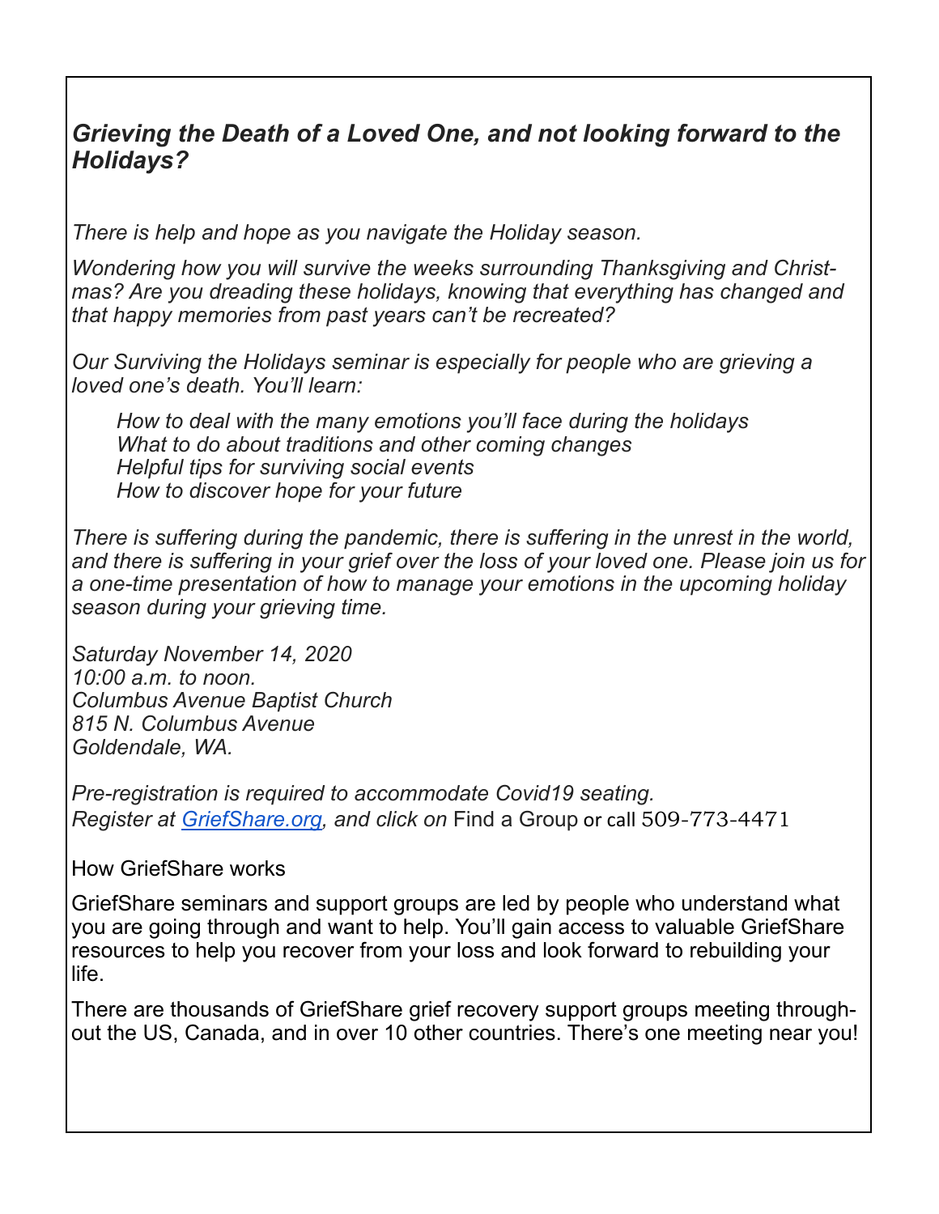## *Grieving the Death of a Loved One, and not looking forward to the Holidays?*

*There is help and hope as you navigate the Holiday season.*

*Wondering how you will survive the weeks surrounding Thanksgiving and Christmas? Are you dreading these holidays, knowing that everything has changed and that happy memories from past years can't be recreated?*

*Our Surviving the Holidays seminar is especially for people who are grieving a loved one's death. You'll learn:*

- *How to deal with the many emotions you'll face during the holidays*
- *What to do about traditions and other coming changes*
- *Helpful tips for surviving social events*
- *How to discover hope for your future*

*There is suffering during the pandemic, there is suffering in the unrest in the world, and there is suffering in your grief over the loss of your loved one. Please join us for a one-time presentation of how to manage your emotions in the upcoming holiday season during your grieving time.*

*Saturday November 14, 2020*
*10:00 a.m. to noon.*
*Columbus Avenue Baptist Church*
*815 N. Columbus Avenue*
*Goldendale, WA.*

*Pre-registration is required to accommodate Covid19 seating.*
*Register at [GriefShare.org](GriefShare.org), and click on* Find a Group or call 509-773-4471

How GriefShare works

GriefShare seminars and support groups are led by people who understand what you are going through and want to help. You'll gain access to valuable GriefShare resources to help you recover from your loss and look forward to rebuilding your life.

There are thousands of GriefShare grief recovery support groups meeting throughout the US, Canada, and in over 10 other countries. There's one meeting near you!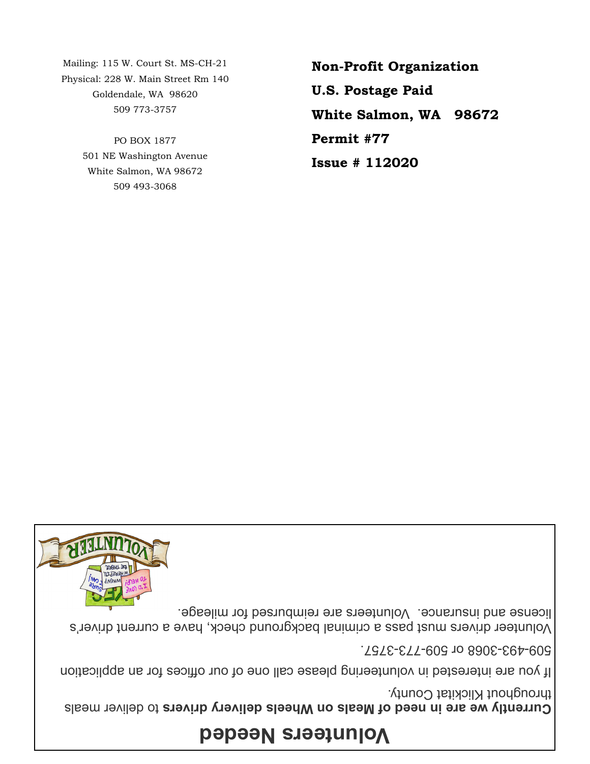Mailing: 115 W. Court St. MS-CH-21
Physical: 228 W. Main Street Rm 140
Goldendale, WA 98620
509 773-3757

PO BOX 1877
501 NE Washington Avenue
White Salmon, WA 98672
509 493-3068

**Non-Profit Organization**

**U.S. Postage Paid**

**White Salmon, WA 98672**

**Permit #77**

**Issue # 112020**

# Volunteers Needed

**Currently we are in need of Meals on Wheels delivery drivers** to deliver meals throughout Klickitat County.

If you are interested in volunteering please call one of our offices for an application 509-493-3068 or 509-773-3757.

Volunteer drivers must pass a criminal background check, have a current driver's license and insurance. Volunteers are reimbursed for mileage.